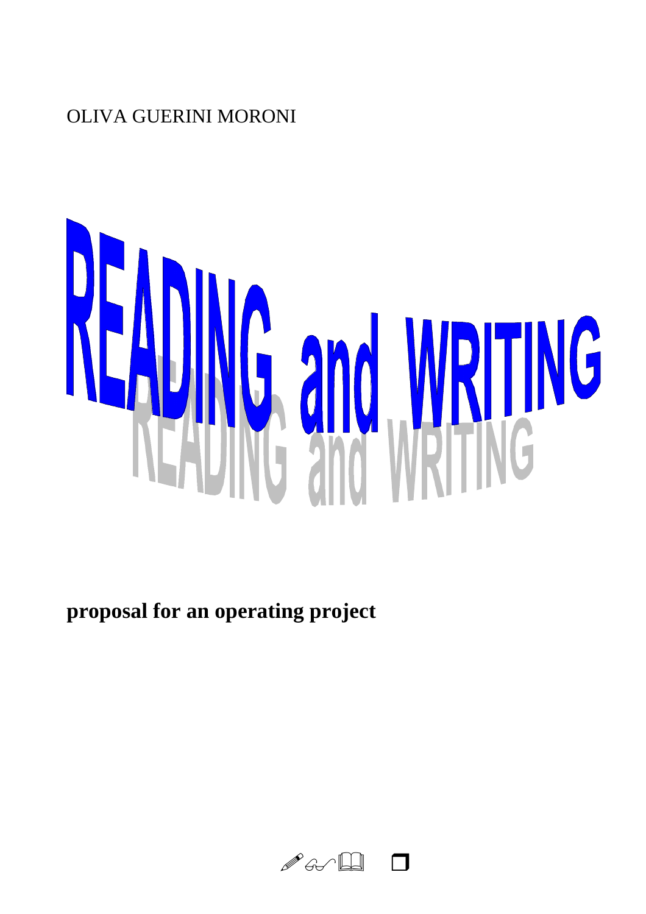OLIVA GUERINI MORONI

# READING and WRITING

**proposal for an operating project**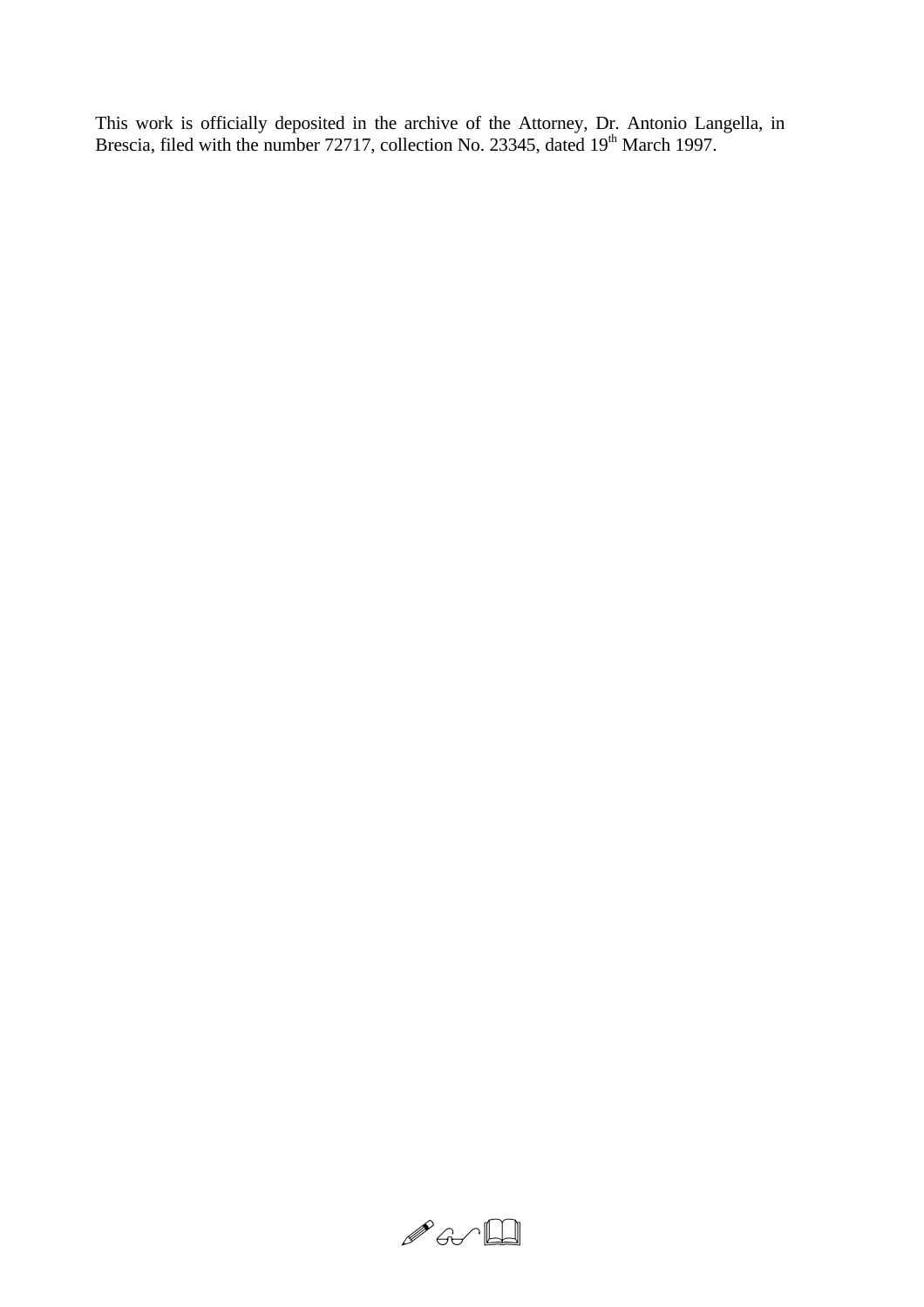This work is officially deposited in the archive of the Attorney, Dr. Antonio Langella, in Brescia, filed with the number 72717, collection No. 23345, dated 19th March 1997.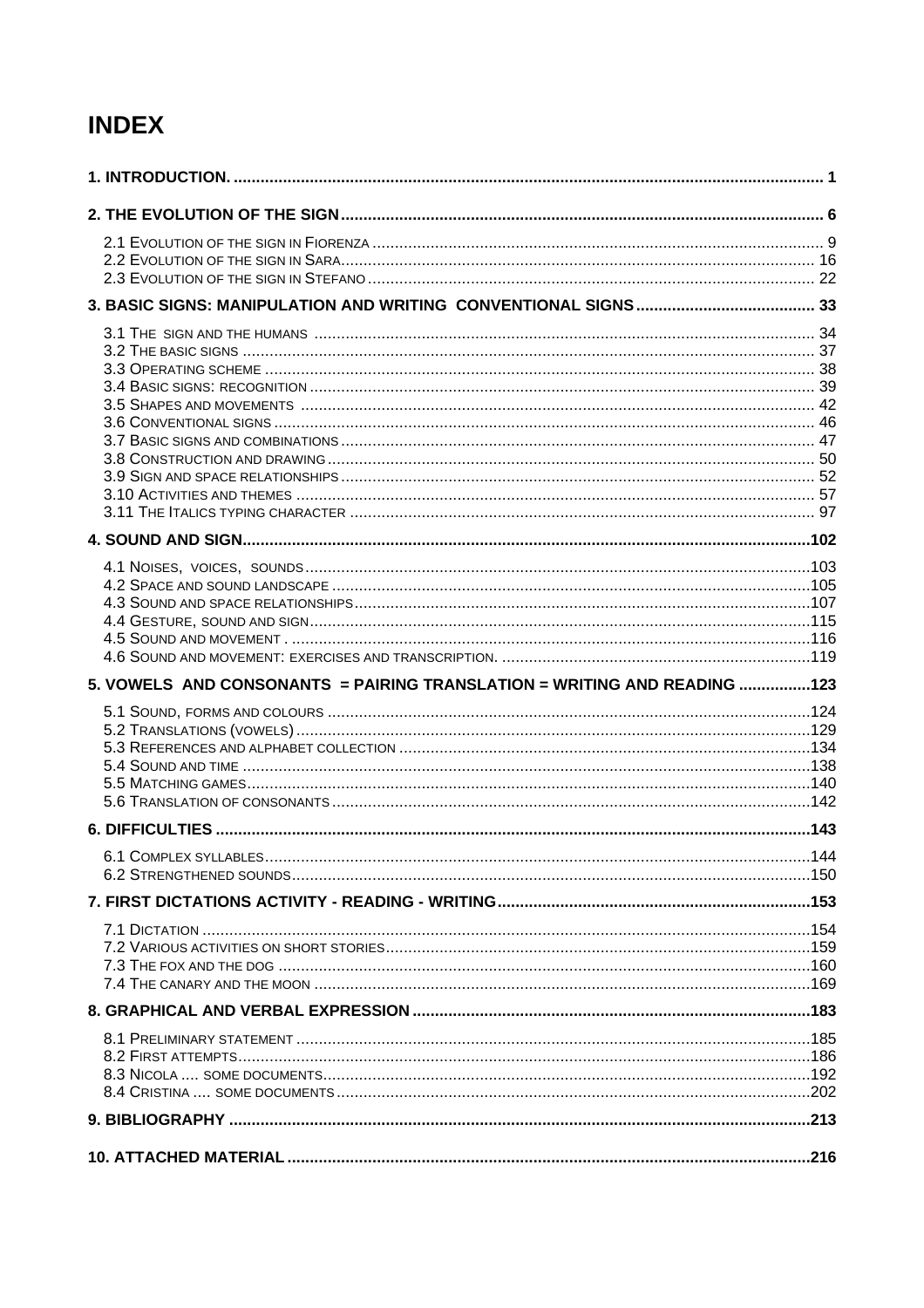# INDEX

**1. INTRODUCTION.** .................................................. 1

**2. THE EVOLUTION OF THE SIGN** .................................................. 6

- 2.1 Evolution of the sign in Fiorenza .................................................. 9
- 2.2 Evolution of the sign in Sara .................................................. 16
- 2.3 Evolution of the sign in Stefano .................................................. 22

**3. BASIC SIGNS: MANIPULATION AND WRITING CONVENTIONAL SIGNS** .................................................. 33

- 3.1 The sign and the humans .................................................. 34
- 3.2 The basic signs .................................................. 37
- 3.3 Operating scheme .................................................. 38
- 3.4 Basic signs: recognition .................................................. 39
- 3.5 Shapes and movements .................................................. 42
- 3.6 Conventional signs .................................................. 46
- 3.7 Basic signs and combinations .................................................. 47
- 3.8 Construction and drawing .................................................. 50
- 3.9 Sign and space relationships .................................................. 52
- 3.10 Activities and themes .................................................. 57
- 3.11 The Italics typing character .................................................. 97

**4. SOUND AND SIGN** .................................................. 102

- 4.1 Noises, voices, sounds .................................................. 103
- 4.2 Space and sound landscape .................................................. 105
- 4.3 Sound and space relationships .................................................. 107
- 4.4 Gesture, sound and sign .................................................. 115
- 4.5 Sound and movement . .................................................. 116
- 4.6 Sound and movement: exercises and transcription. .................................................. 119

**5. VOWELS AND CONSONANTS = PAIRING TRANSLATION = WRITING AND READING** .................................................. 123

- 5.1 Sound, forms and colours .................................................. 124
- 5.2 Translations (vowels) .................................................. 129
- 5.3 References and alphabet collection .................................................. 134
- 5.4 Sound and time .................................................. 138
- 5.5 Matching games .................................................. 140
- 5.6 Translation of consonants .................................................. 142

**6. DIFFICULTIES** .................................................. 143

- 6.1 Complex syllables .................................................. 144
- 6.2 Strengthened sounds .................................................. 150

**7. FIRST DICTATIONS ACTIVITY - READING - WRITING** .................................................. 153

- 7.1 Dictation .................................................. 154
- 7.2 Various activities on short stories .................................................. 159
- 7.3 The fox and the dog .................................................. 160
- 7.4 The canary and the moon .................................................. 169

**8. GRAPHICAL AND VERBAL EXPRESSION** .................................................. 183

- 8.1 Preliminary statement .................................................. 185
- 8.2 First attempts .................................................. 186
- 8.3 Nicola .... some documents .................................................. 192
- 8.4 Cristina .... some documents .................................................. 202

**9. BIBLIOGRAPHY** .................................................. 213

**10. ATTACHED MATERIAL** .................................................. 216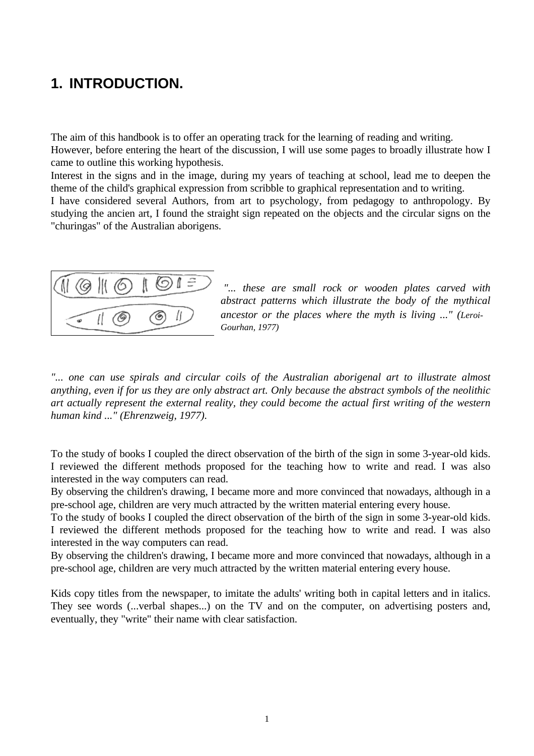## 1. INTRODUCTION.

The aim of this handbook is to offer an operating track for the learning of reading and writing.
However, before entering the heart of the discussion, I will use some pages to broadly illustrate how I came to outline this working hypothesis.
Interest in the signs and in the image, during my years of teaching at school, lead me to deepen the theme of the child's graphical expression from scribble to graphical representation and to writing.
I have considered several Authors, from art to psychology, from pedagogy to anthropology. By studying the ancien art, I found the straight sign repeated on the objects and the circular signs on the "churingas" of the Australian aborigens.

*"... these are small rock or wooden plates carved with abstract patterns which illustrate the body of the mythical ancestor or the places where the myth is living ..." (Leroi-Gourhan, 1977)*

*"... one can use spirals and circular coils of the Australian aborigenal art to illustrate almost anything, even if for us they are only abstract art. Only because the abstract symbols of the neolithic art actually represent the external reality, they could become the actual first writing of the western human kind ..." (Ehrenzweig, 1977).*

To the study of books I coupled the direct observation of the birth of the sign in some 3-year-old kids. I reviewed the different methods proposed for the teaching how to write and read. I was also interested in the way computers can read.
By observing the children's drawing, I became more and more convinced that nowadays, although in a pre-school age, children are very much attracted by the written material entering every house.
To the study of books I coupled the direct observation of the birth of the sign in some 3-year-old kids. I reviewed the different methods proposed for the teaching how to write and read. I was also interested in the way computers can read.
By observing the children's drawing, I became more and more convinced that nowadays, although in a pre-school age, children are very much attracted by the written material entering every house.

Kids copy titles from the newspaper, to imitate the adults' writing both in capital letters and in italics. They see words (...verbal shapes...) on the TV and on the computer, on advertising posters and, eventually, they "write" their name with clear satisfaction.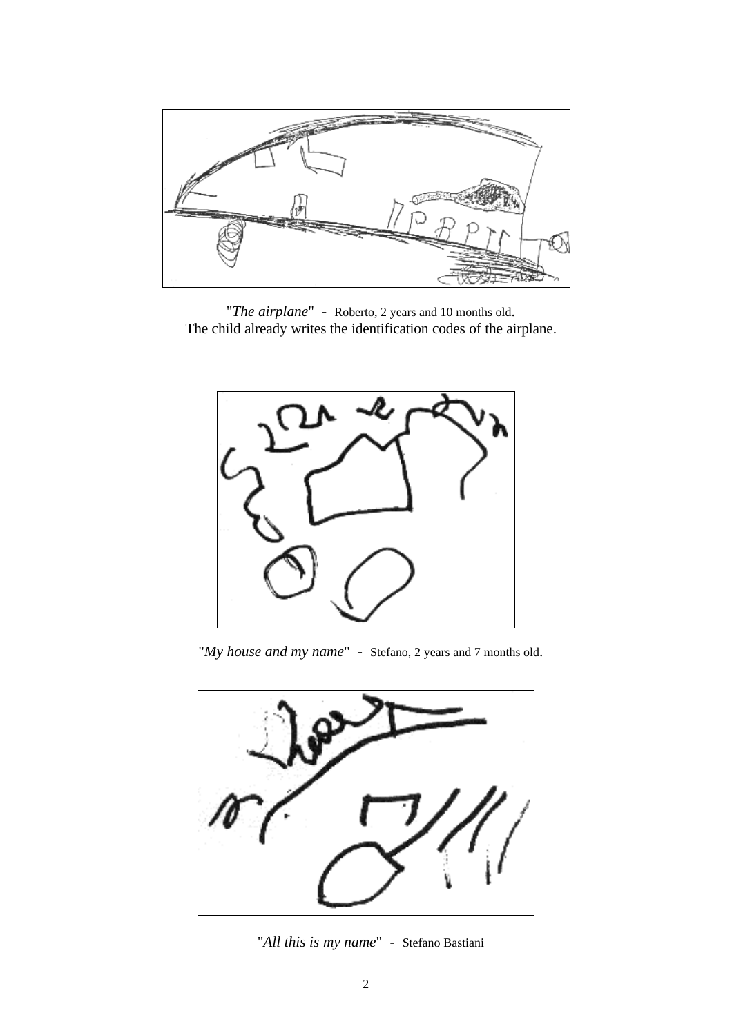"*The airplane*" - Roberto, 2 years and 10 months old.
The child already writes the identification codes of the airplane.

"*My house and my name*" - Stefano, 2 years and 7 months old.

"*All this is my name*" - Stefano Bastiani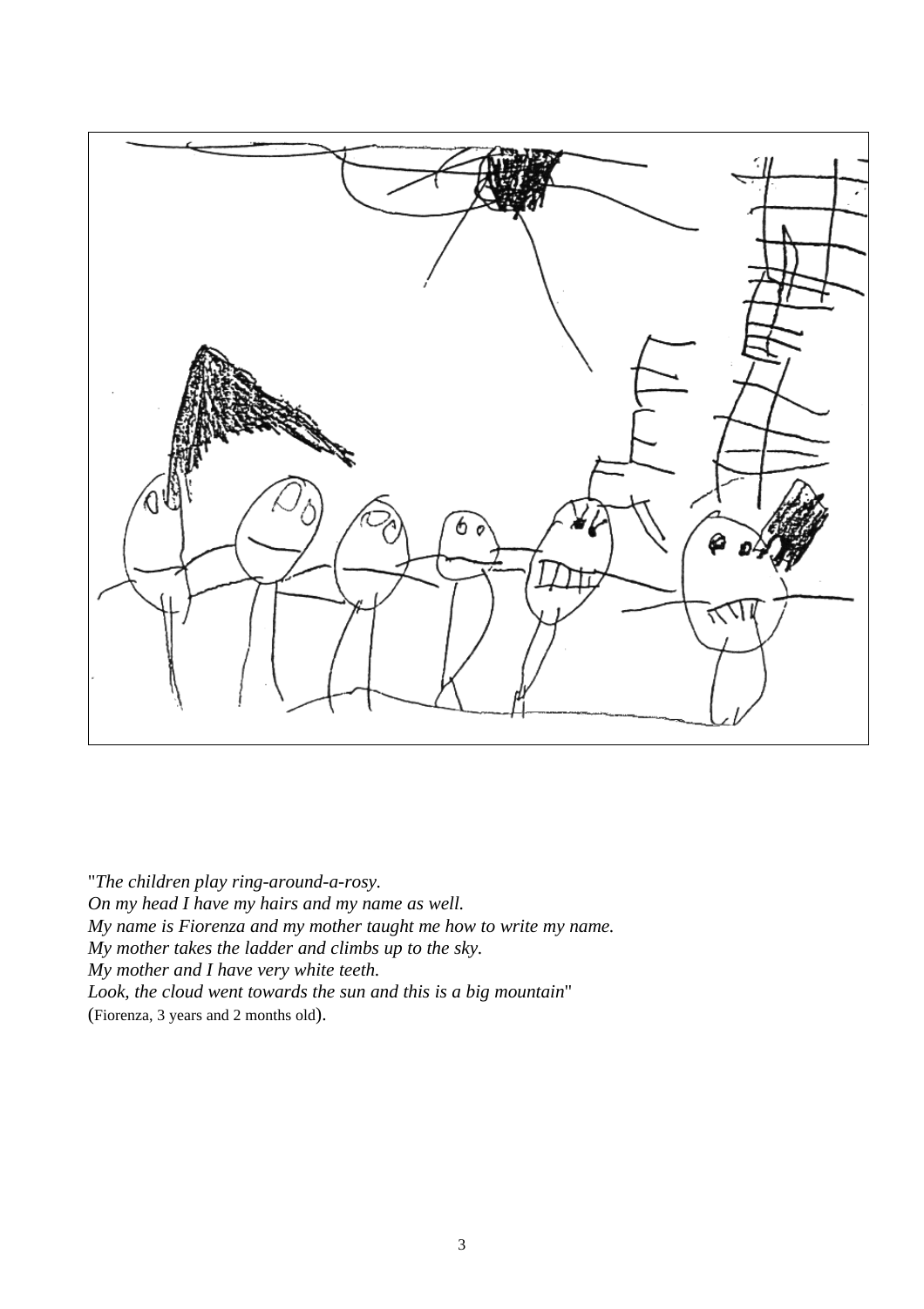"*The children play ring-around-a-rosy.*
*On my head I have my hairs and my name as well.*
*My name is Fiorenza and my mother taught me how to write my name.*
*My mother takes the ladder and climbs up to the sky.*
*My mother and I have very white teeth.*
*Look, the cloud went towards the sun and this is a big mountain*"
(Fiorenza, 3 years and 2 months old).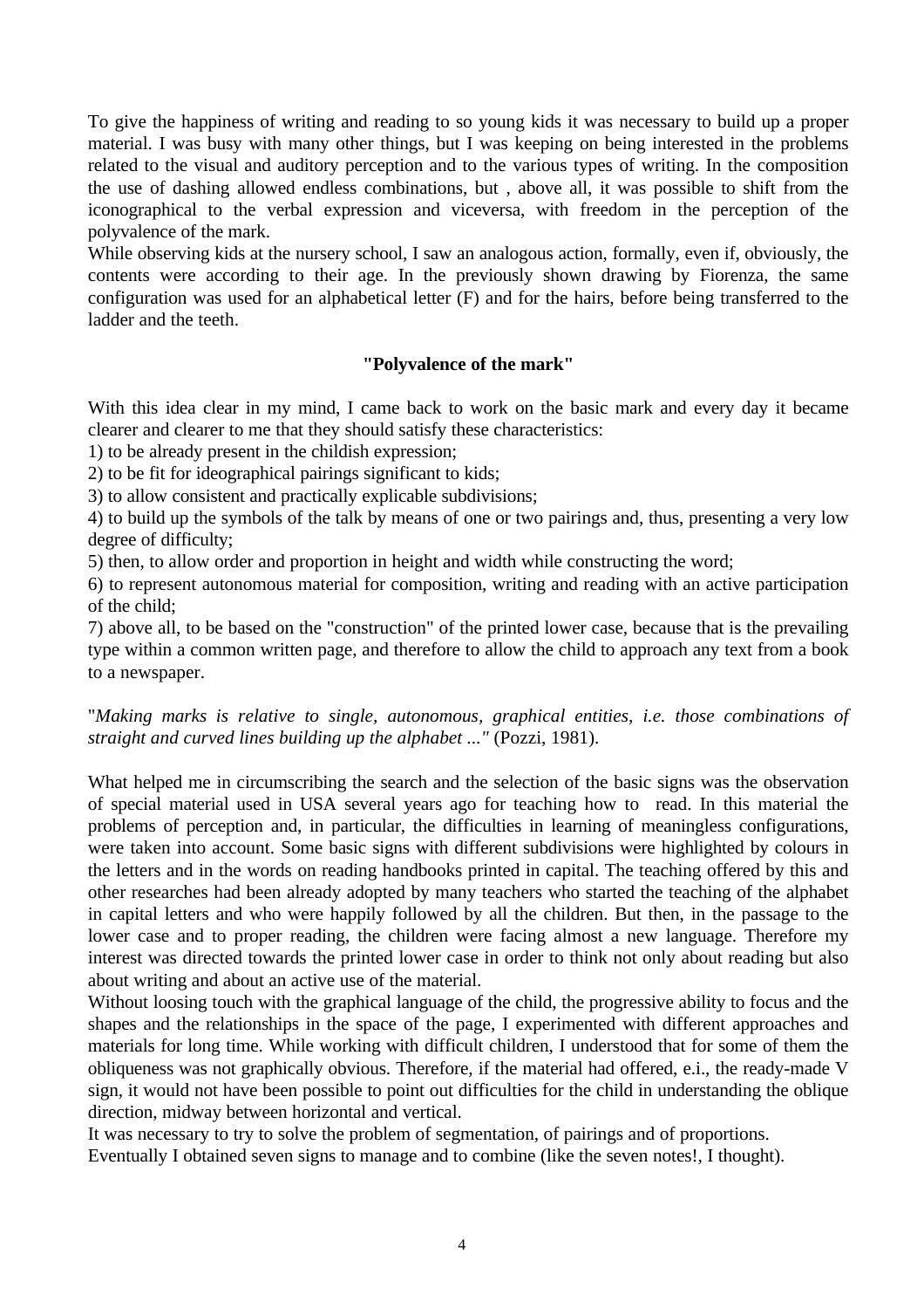To give the happiness of writing and reading to so young kids it was necessary to build up a proper material. I was busy with many other things, but I was keeping on being interested in the problems related to the visual and auditory perception and to the various types of writing. In the composition the use of dashing allowed endless combinations, but , above all, it was possible to shift from the iconographical to the verbal expression and viceversa, with freedom in the perception of the polyvalence of the mark.

While observing kids at the nursery school, I saw an analogous action, formally, even if, obviously, the contents were according to their age. In the previously shown drawing by Fiorenza, the same configuration was used for an alphabetical letter (F) and for the hairs, before being transferred to the ladder and the teeth.

**"Polyvalence of the mark"**

With this idea clear in my mind, I came back to work on the basic mark and every day it became clearer and clearer to me that they should satisfy these characteristics:

1) to be already present in the childish expression;
2) to be fit for ideographical pairings significant to kids;
3) to allow consistent and practically explicable subdivisions;
4) to build up the symbols of the talk by means of one or two pairings and, thus, presenting a very low degree of difficulty;
5) then, to allow order and proportion in height and width while constructing the word;
6) to represent autonomous material for composition, writing and reading with an active participation of the child;
7) above all, to be based on the "construction" of the printed lower case, because that is the prevailing type within a common written page, and therefore to allow the child to approach any text from a book to a newspaper.

"*Making marks is relative to single, autonomous, graphical entities, i.e. those combinations of straight and curved lines building up the alphabet ..."* (Pozzi, 1981).

What helped me in circumscribing the search and the selection of the basic signs was the observation of special material used in USA several years ago for teaching how to read. In this material the problems of perception and, in particular, the difficulties in learning of meaningless configurations, were taken into account. Some basic signs with different subdivisions were highlighted by colours in the letters and in the words on reading handbooks printed in capital. The teaching offered by this and other researches had been already adopted by many teachers who started the teaching of the alphabet in capital letters and who were happily followed by all the children. But then, in the passage to the lower case and to proper reading, the children were facing almost a new language. Therefore my interest was directed towards the printed lower case in order to think not only about reading but also about writing and about an active use of the material.

Without loosing touch with the graphical language of the child, the progressive ability to focus and the shapes and the relationships in the space of the page, I experimented with different approaches and materials for long time. While working with difficult children, I understood that for some of them the obliqueness was not graphically obvious. Therefore, if the material had offered, e.i., the ready-made V sign, it would not have been possible to point out difficulties for the child in understanding the oblique direction, midway between horizontal and vertical.

It was necessary to try to solve the problem of segmentation, of pairings and of proportions.

Eventually I obtained seven signs to manage and to combine (like the seven notes!, I thought).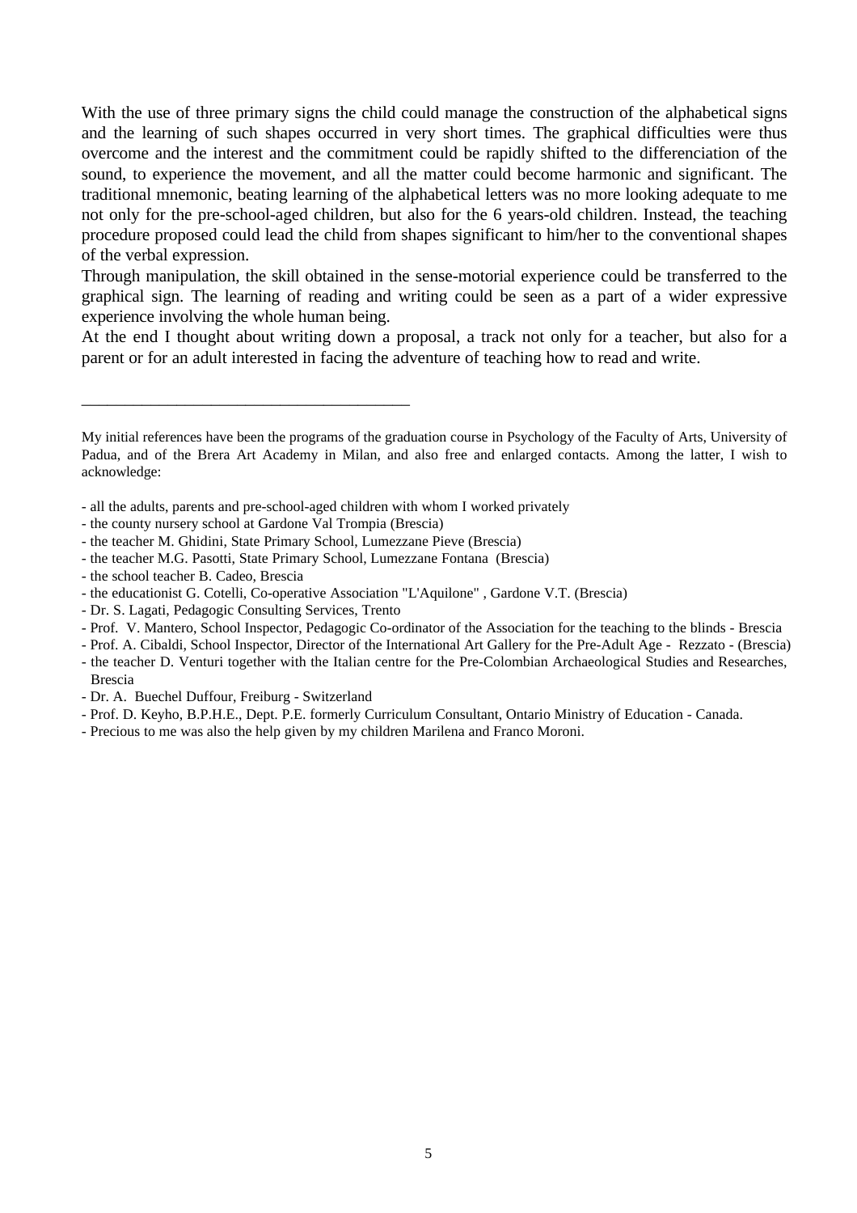With the use of three primary signs the child could manage the construction of the alphabetical signs and the learning of such shapes occurred in very short times. The graphical difficulties were thus overcome and the interest and the commitment could be rapidly shifted to the differenciation of the sound, to experience the movement, and all the matter could become harmonic and significant. The traditional mnemonic, beating learning of the alphabetical letters was no more looking adequate to me not only for the pre-school-aged children, but also for the 6 years-old children. Instead, the teaching procedure proposed could lead the child from shapes significant to him/her to the conventional shapes of the verbal expression.

Through manipulation, the skill obtained in the sense-motorial experience could be transferred to the graphical sign. The learning of reading and writing could be seen as a part of a wider expressive experience involving the whole human being.

At the end I thought about writing down a proposal, a track not only for a teacher, but also for a parent or for an adult interested in facing the adventure of teaching how to read and write.

---

My initial references have been the programs of the graduation course in Psychology of the Faculty of Arts, University of Padua, and of the Brera Art Academy in Milan, and also free and enlarged contacts. Among the latter, I wish to acknowledge:

- all the adults, parents and pre-school-aged children with whom I worked privately
- the county nursery school at Gardone Val Trompia (Brescia)
- the teacher M. Ghidini, State Primary School, Lumezzane Pieve (Brescia)
- the teacher M.G. Pasotti, State Primary School, Lumezzane Fontana (Brescia)
- the school teacher B. Cadeo, Brescia
- the educationist G. Cotelli, Co-operative Association "L'Aquilone" , Gardone V.T. (Brescia)
- Dr. S. Lagati, Pedagogic Consulting Services, Trento
- Prof. V. Mantero, School Inspector, Pedagogic Co-ordinator of the Association for the teaching to the blinds - Brescia
- Prof. A. Cibaldi, School Inspector, Director of the International Art Gallery for the Pre-Adult Age - Rezzato - (Brescia)
- the teacher D. Venturi together with the Italian centre for the Pre-Colombian Archaeological Studies and Researches, Brescia
- Dr. A. Buechel Duffour, Freiburg - Switzerland
- Prof. D. Keyho, B.P.H.E., Dept. P.E. formerly Curriculum Consultant, Ontario Ministry of Education - Canada.
- Precious to me was also the help given by my children Marilena and Franco Moroni.